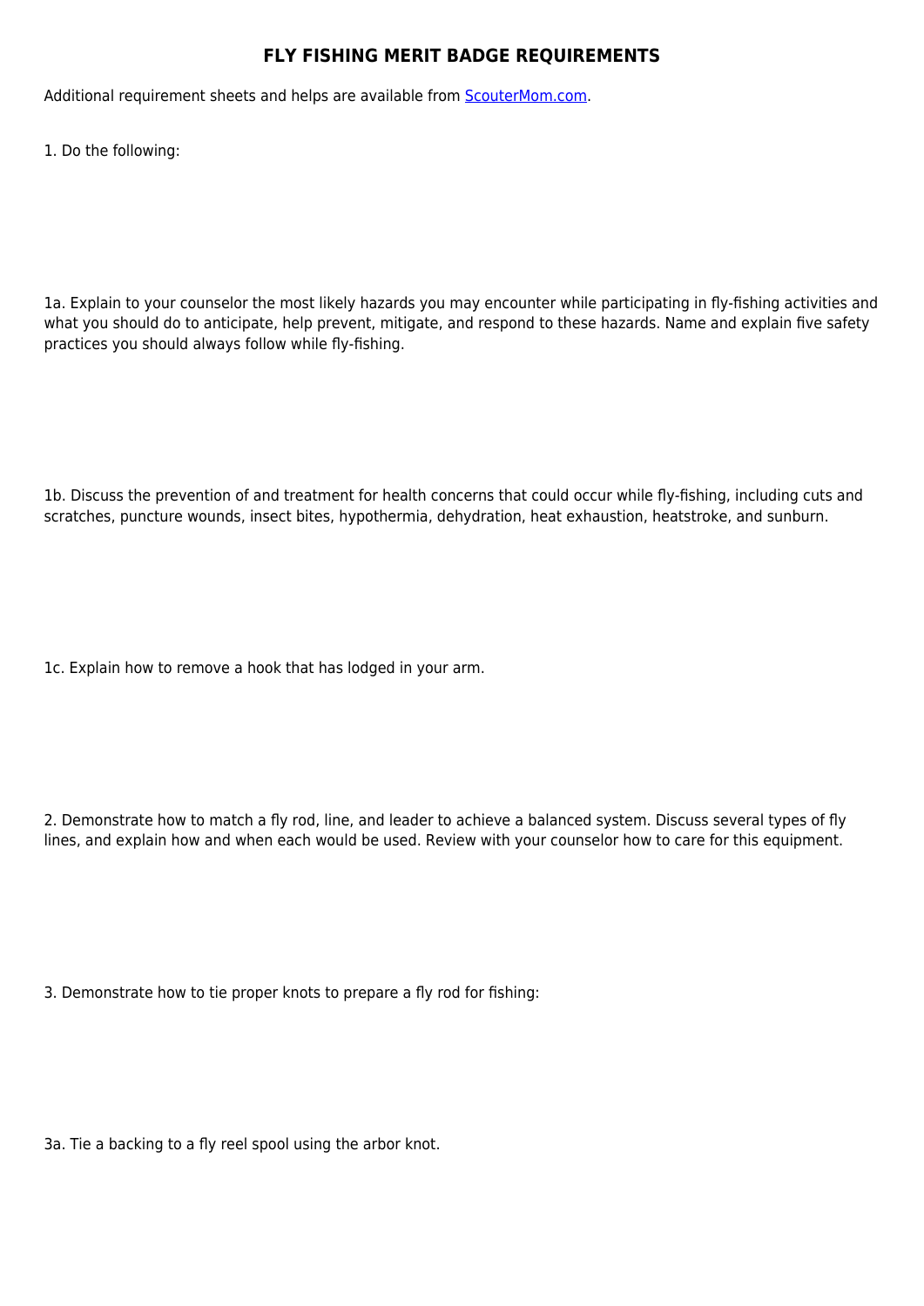# FLY FISHING MERIT BADGE REQUIREMENTS

Additional requirement sheets and helps are available from [ScouterMom.com](ScouterMom.com).

1. Do the following:

1a. Explain to your counselor the most likely hazards you may encounter while participating in fly-fishing activities and what you should do to anticipate, help prevent, mitigate, and respond to these hazards. Name and explain five safety practices you should always follow while fly-fishing.

1b. Discuss the prevention of and treatment for health concerns that could occur while fly-fishing, including cuts and scratches, puncture wounds, insect bites, hypothermia, dehydration, heat exhaustion, heatstroke, and sunburn.

1c. Explain how to remove a hook that has lodged in your arm.

2. Demonstrate how to match a fly rod, line, and leader to achieve a balanced system. Discuss several types of fly lines, and explain how and when each would be used. Review with your counselor how to care for this equipment.

3. Demonstrate how to tie proper knots to prepare a fly rod for fishing:

3a. Tie a backing to a fly reel spool using the arbor knot.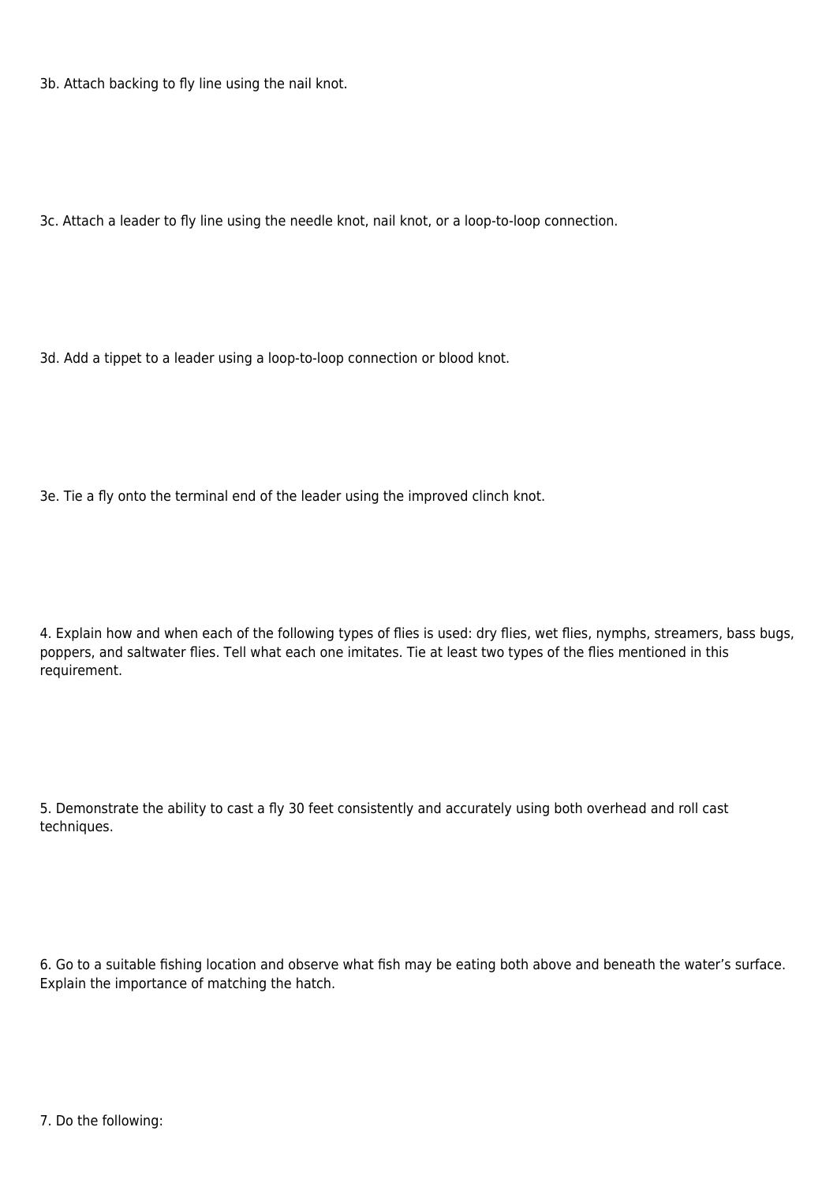3b. Attach backing to fly line using the nail knot.

3c. Attach a leader to fly line using the needle knot, nail knot, or a loop-to-loop connection.

3d. Add a tippet to a leader using a loop-to-loop connection or blood knot.

3e. Tie a fly onto the terminal end of the leader using the improved clinch knot.

4. Explain how and when each of the following types of flies is used: dry flies, wet flies, nymphs, streamers, bass bugs, poppers, and saltwater flies. Tell what each one imitates. Tie at least two types of the flies mentioned in this requirement.

5. Demonstrate the ability to cast a fly 30 feet consistently and accurately using both overhead and roll cast techniques.

6. Go to a suitable fishing location and observe what fish may be eating both above and beneath the water's surface. Explain the importance of matching the hatch.

7. Do the following: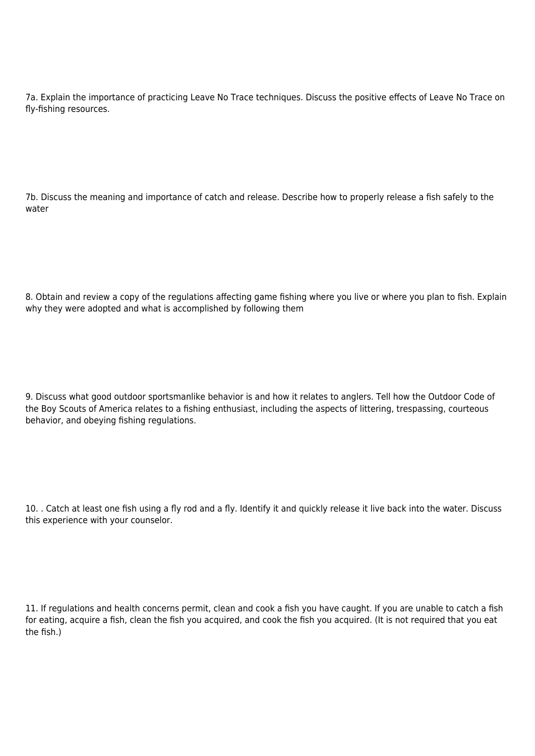7a. Explain the importance of practicing Leave No Trace techniques. Discuss the positive effects of Leave No Trace on fly-fishing resources.

7b. Discuss the meaning and importance of catch and release. Describe how to properly release a fish safely to the water

8. Obtain and review a copy of the regulations affecting game fishing where you live or where you plan to fish. Explain why they were adopted and what is accomplished by following them

9. Discuss what good outdoor sportsmanlike behavior is and how it relates to anglers. Tell how the Outdoor Code of the Boy Scouts of America relates to a fishing enthusiast, including the aspects of littering, trespassing, courteous behavior, and obeying fishing regulations.

10. . Catch at least one fish using a fly rod and a fly. Identify it and quickly release it live back into the water. Discuss this experience with your counselor.

11. If regulations and health concerns permit, clean and cook a fish you have caught. If you are unable to catch a fish for eating, acquire a fish, clean the fish you acquired, and cook the fish you acquired. (It is not required that you eat the fish.)